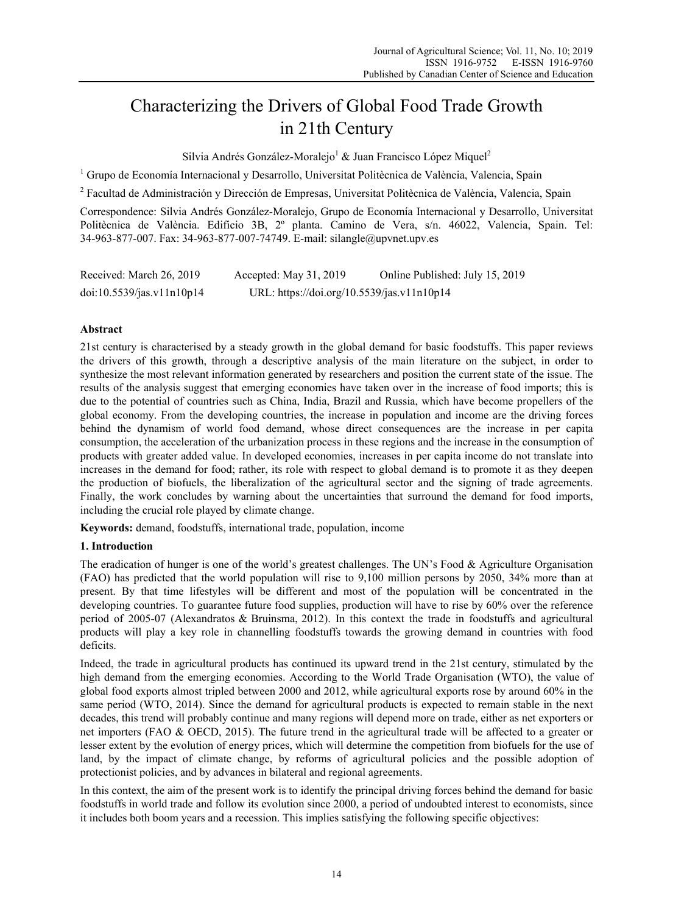# Characterizing the Drivers of Global Food Trade Growth in 21th Century

Silvia Andrés González-Moralejo[1] & Juan Francisco López Miquel[2]

[1] Grupo de Economía Internacional y Desarrollo, Universitat Politècnica de València, Valencia, Spain

[2] Facultad de Administración y Dirección de Empresas, Universitat Politècnica de València, Valencia, Spain

Correspondence: Silvia Andrés González-Moralejo, Grupo de Economía Internacional y Desarrollo, Universitat Politècnica de València. Edificio 3B, 2º planta. Camino de Vera, s/n. 46022, Valencia, Spain. Tel: 34-963-877-007. Fax: 34-963-877-007-74749. E-mail: silangle@upvnet.upv.es

Received: March 26, 2019 Accepted: May 31, 2019 Online Published: July 15, 2019

doi:10.5539/jas.v11n10p14 URL: https://doi.org/10.5539/jas.v11n10p14

## Abstract

21st century is characterised by a steady growth in the global demand for basic foodstuffs. This paper reviews the drivers of this growth, through a descriptive analysis of the main literature on the subject, in order to synthesize the most relevant information generated by researchers and position the current state of the issue. The results of the analysis suggest that emerging economies have taken over in the increase of food imports; this is due to the potential of countries such as China, India, Brazil and Russia, which have become propellers of the global economy. From the developing countries, the increase in population and income are the driving forces behind the dynamism of world food demand, whose direct consequences are the increase in per capita consumption, the acceleration of the urbanization process in these regions and the increase in the consumption of products with greater added value. In developed economies, increases in per capita income do not translate into increases in the demand for food; rather, its role with respect to global demand is to promote it as they deepen the production of biofuels, the liberalization of the agricultural sector and the signing of trade agreements. Finally, the work concludes by warning about the uncertainties that surround the demand for food imports, including the crucial role played by climate change.

**Keywords:** demand, foodstuffs, international trade, population, income

## 1. Introduction

The eradication of hunger is one of the world's greatest challenges. The UN's Food & Agriculture Organisation (FAO) has predicted that the world population will rise to 9,100 million persons by 2050, 34% more than at present. By that time lifestyles will be different and most of the population will be concentrated in the developing countries. To guarantee future food supplies, production will have to rise by 60% over the reference period of 2005-07 (Alexandratos & Bruinsma, 2012). In this context the trade in foodstuffs and agricultural products will play a key role in channelling foodstuffs towards the growing demand in countries with food deficits.

Indeed, the trade in agricultural products has continued its upward trend in the 21st century, stimulated by the high demand from the emerging economies. According to the World Trade Organisation (WTO), the value of global food exports almost tripled between 2000 and 2012, while agricultural exports rose by around 60% in the same period (WTO, 2014). Since the demand for agricultural products is expected to remain stable in the next decades, this trend will probably continue and many regions will depend more on trade, either as net exporters or net importers (FAO & OECD, 2015). The future trend in the agricultural trade will be affected to a greater or lesser extent by the evolution of energy prices, which will determine the competition from biofuels for the use of land, by the impact of climate change, by reforms of agricultural policies and the possible adoption of protectionist policies, and by advances in bilateral and regional agreements.

In this context, the aim of the present work is to identify the principal driving forces behind the demand for basic foodstuffs in world trade and follow its evolution since 2000, a period of undoubted interest to economists, since it includes both boom years and a recession. This implies satisfying the following specific objectives: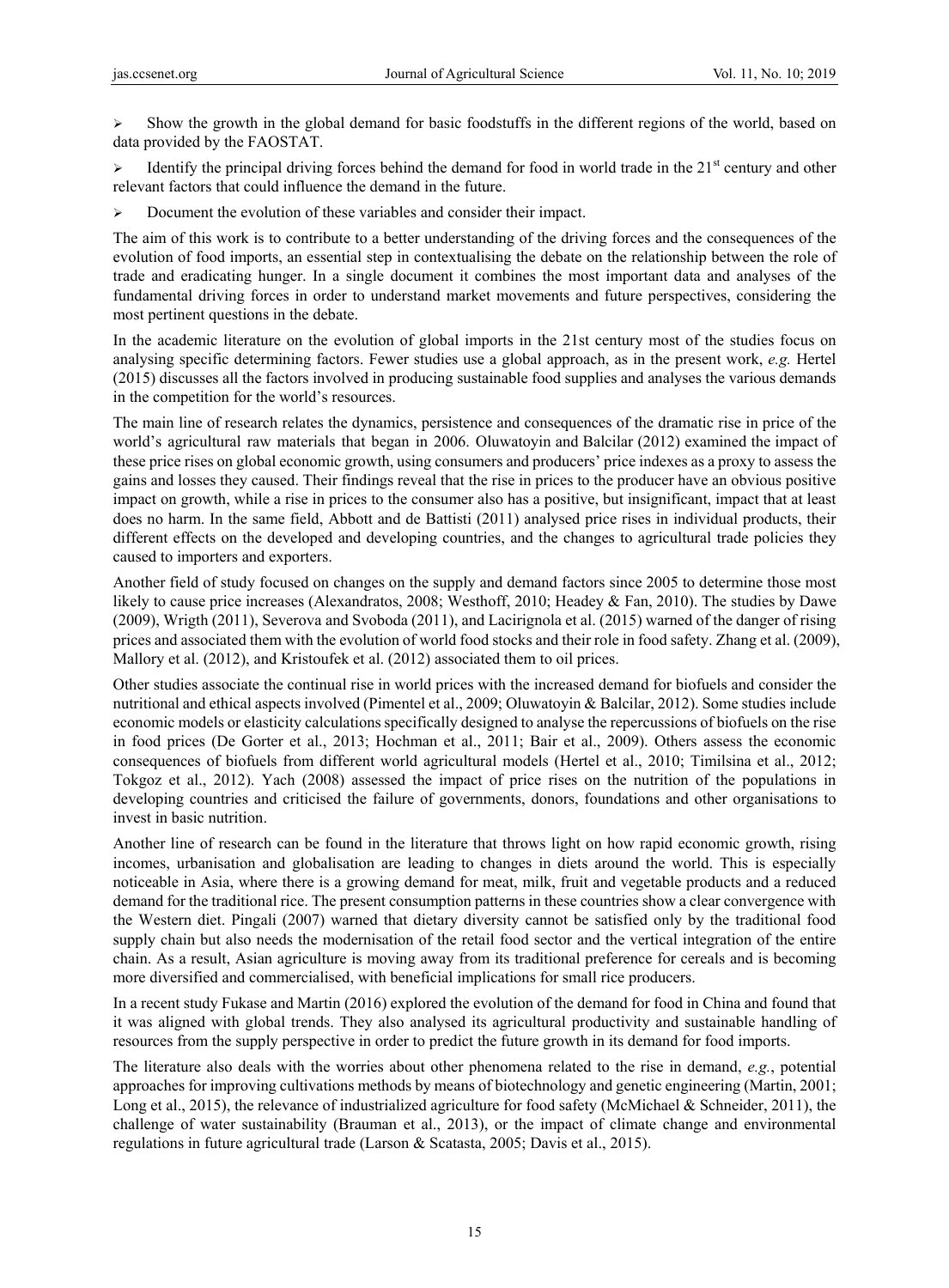- Show the growth in the global demand for basic foodstuffs in the different regions of the world, based on data provided by the FAOSTAT.
- Identify the principal driving forces behind the demand for food in world trade in the 21st century and other relevant factors that could influence the demand in the future.
- Document the evolution of these variables and consider their impact.

The aim of this work is to contribute to a better understanding of the driving forces and the consequences of the evolution of food imports, an essential step in contextualising the debate on the relationship between the role of trade and eradicating hunger. In a single document it combines the most important data and analyses of the fundamental driving forces in order to understand market movements and future perspectives, considering the most pertinent questions in the debate.

In the academic literature on the evolution of global imports in the 21st century most of the studies focus on analysing specific determining factors. Fewer studies use a global approach, as in the present work, *e.g.* Hertel (2015) discusses all the factors involved in producing sustainable food supplies and analyses the various demands in the competition for the world's resources.

The main line of research relates the dynamics, persistence and consequences of the dramatic rise in price of the world's agricultural raw materials that began in 2006. Oluwatoyin and Balcilar (2012) examined the impact of these price rises on global economic growth, using consumers and producers' price indexes as a proxy to assess the gains and losses they caused. Their findings reveal that the rise in prices to the producer have an obvious positive impact on growth, while a rise in prices to the consumer also has a positive, but insignificant, impact that at least does no harm. In the same field, Abbott and de Battisti (2011) analysed price rises in individual products, their different effects on the developed and developing countries, and the changes to agricultural trade policies they caused to importers and exporters.

Another field of study focused on changes on the supply and demand factors since 2005 to determine those most likely to cause price increases (Alexandratos, 2008; Westhoff, 2010; Headey & Fan, 2010). The studies by Dawe (2009), Wrigth (2011), Severova and Svoboda (2011), and Lacirignola et al. (2015) warned of the danger of rising prices and associated them with the evolution of world food stocks and their role in food safety. Zhang et al. (2009), Mallory et al. (2012), and Kristoufek et al. (2012) associated them to oil prices.

Other studies associate the continual rise in world prices with the increased demand for biofuels and consider the nutritional and ethical aspects involved (Pimentel et al., 2009; Oluwatoyin & Balcilar, 2012). Some studies include economic models or elasticity calculations specifically designed to analyse the repercussions of biofuels on the rise in food prices (De Gorter et al., 2013; Hochman et al., 2011; Bair et al., 2009). Others assess the economic consequences of biofuels from different world agricultural models (Hertel et al., 2010; Timilsina et al., 2012; Tokgoz et al., 2012). Yach (2008) assessed the impact of price rises on the nutrition of the populations in developing countries and criticised the failure of governments, donors, foundations and other organisations to invest in basic nutrition.

Another line of research can be found in the literature that throws light on how rapid economic growth, rising incomes, urbanisation and globalisation are leading to changes in diets around the world. This is especially noticeable in Asia, where there is a growing demand for meat, milk, fruit and vegetable products and a reduced demand for the traditional rice. The present consumption patterns in these countries show a clear convergence with the Western diet. Pingali (2007) warned that dietary diversity cannot be satisfied only by the traditional food supply chain but also needs the modernisation of the retail food sector and the vertical integration of the entire chain. As a result, Asian agriculture is moving away from its traditional preference for cereals and is becoming more diversified and commercialised, with beneficial implications for small rice producers.

In a recent study Fukase and Martin (2016) explored the evolution of the demand for food in China and found that it was aligned with global trends. They also analysed its agricultural productivity and sustainable handling of resources from the supply perspective in order to predict the future growth in its demand for food imports.

The literature also deals with the worries about other phenomena related to the rise in demand, *e.g.*, potential approaches for improving cultivations methods by means of biotechnology and genetic engineering (Martin, 2001; Long et al., 2015), the relevance of industrialized agriculture for food safety (McMichael & Schneider, 2011), the challenge of water sustainability (Brauman et al., 2013), or the impact of climate change and environmental regulations in future agricultural trade (Larson & Scatasta, 2005; Davis et al., 2015).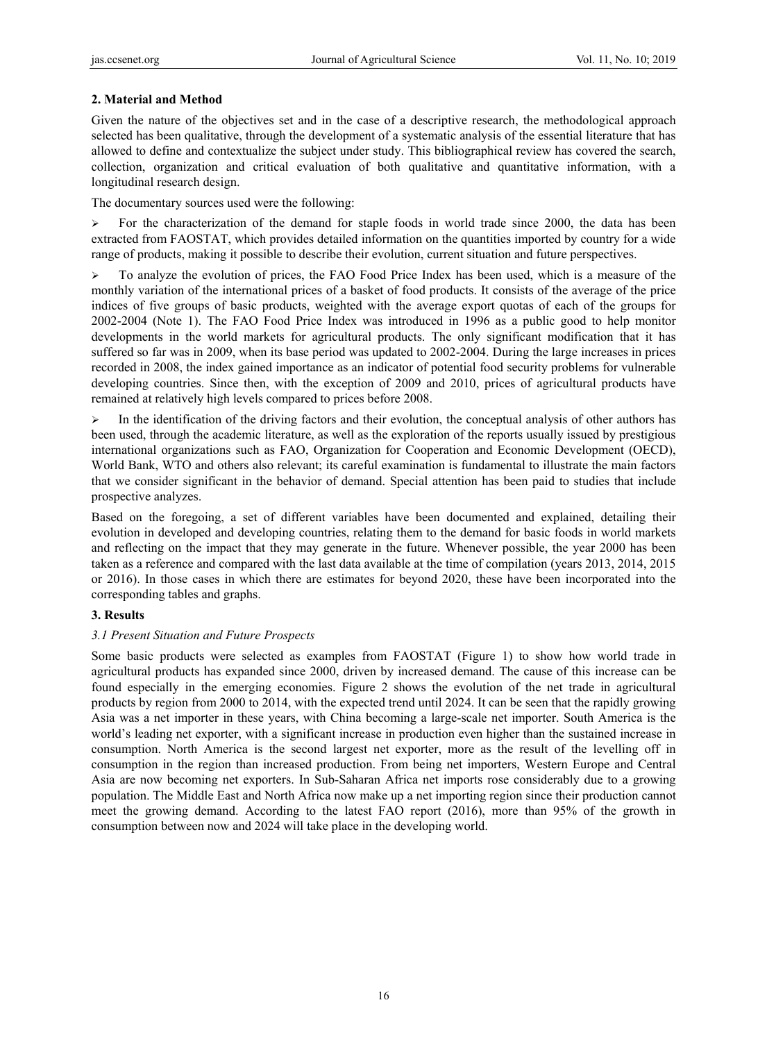## 2. Material and Method

Given the nature of the objectives set and in the case of a descriptive research, the methodological approach selected has been qualitative, through the development of a systematic analysis of the essential literature that has allowed to define and contextualize the subject under study. This bibliographical review has covered the search, collection, organization and critical evaluation of both qualitative and quantitative information, with a longitudinal research design.

The documentary sources used were the following:

- For the characterization of the demand for staple foods in world trade since 2000, the data has been extracted from FAOSTAT, which provides detailed information on the quantities imported by country for a wide range of products, making it possible to describe their evolution, current situation and future perspectives.
- To analyze the evolution of prices, the FAO Food Price Index has been used, which is a measure of the monthly variation of the international prices of a basket of food products. It consists of the average of the price indices of five groups of basic products, weighted with the average export quotas of each of the groups for 2002-2004 (Note 1). The FAO Food Price Index was introduced in 1996 as a public good to help monitor developments in the world markets for agricultural products. The only significant modification that it has suffered so far was in 2009, when its base period was updated to 2002-2004. During the large increases in prices recorded in 2008, the index gained importance as an indicator of potential food security problems for vulnerable developing countries. Since then, with the exception of 2009 and 2010, prices of agricultural products have remained at relatively high levels compared to prices before 2008.
- In the identification of the driving factors and their evolution, the conceptual analysis of other authors has been used, through the academic literature, as well as the exploration of the reports usually issued by prestigious international organizations such as FAO, Organization for Cooperation and Economic Development (OECD), World Bank, WTO and others also relevant; its careful examination is fundamental to illustrate the main factors that we consider significant in the behavior of demand. Special attention has been paid to studies that include prospective analyzes.

Based on the foregoing, a set of different variables have been documented and explained, detailing their evolution in developed and developing countries, relating them to the demand for basic foods in world markets and reflecting on the impact that they may generate in the future. Whenever possible, the year 2000 has been taken as a reference and compared with the last data available at the time of compilation (years 2013, 2014, 2015 or 2016). In those cases in which there are estimates for beyond 2020, these have been incorporated into the corresponding tables and graphs.

## 3. Results

### *3.1 Present Situation and Future Prospects*

Some basic products were selected as examples from FAOSTAT (Figure 1) to show how world trade in agricultural products has expanded since 2000, driven by increased demand. The cause of this increase can be found especially in the emerging economies. Figure 2 shows the evolution of the net trade in agricultural products by region from 2000 to 2014, with the expected trend until 2024. It can be seen that the rapidly growing Asia was a net importer in these years, with China becoming a large-scale net importer. South America is the world's leading net exporter, with a significant increase in production even higher than the sustained increase in consumption. North America is the second largest net exporter, more as the result of the levelling off in consumption in the region than increased production. From being net importers, Western Europe and Central Asia are now becoming net exporters. In Sub-Saharan Africa net imports rose considerably due to a growing population. The Middle East and North Africa now make up a net importing region since their production cannot meet the growing demand. According to the latest FAO report (2016), more than 95% of the growth in consumption between now and 2024 will take place in the developing world.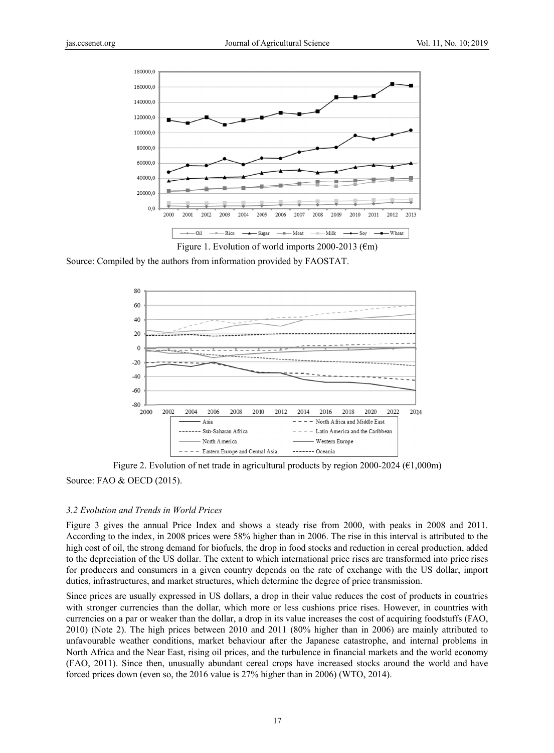Figure 1. Evolution of world imports 2000-2013 (€m)

Source: Compiled by the authors from information provided by FAOSTAT.

Figure 2. Evolution of net trade in agricultural products by region 2000-2024 (€1,000m)

Source: FAO & OECD (2015).

### *3.2 Evolution and Trends in World Prices*

Figure 3 gives the annual Price Index and shows a steady rise from 2000, with peaks in 2008 and 2011. According to the index, in 2008 prices were 58% higher than in 2006. The rise in this interval is attributed to the high cost of oil, the strong demand for biofuels, the drop in food stocks and reduction in cereal production, added to the depreciation of the US dollar. The extent to which international price rises are transformed into price rises for producers and consumers in a given country depends on the rate of exchange with the US dollar, import duties, infrastructures, and market structures, which determine the degree of price transmission.

Since prices are usually expressed in US dollars, a drop in their value reduces the cost of products in countries with stronger currencies than the dollar, which more or less cushions price rises. However, in countries with currencies on a par or weaker than the dollar, a drop in its value increases the cost of acquiring foodstuffs (FAO, 2010) (Note 2). The high prices between 2010 and 2011 (80% higher than in 2006) are mainly attributed to unfavourable weather conditions, market behaviour after the Japanese catastrophe, and internal problems in North Africa and the Near East, rising oil prices, and the turbulence in financial markets and the world economy (FAO, 2011). Since then, unusually abundant cereal crops have increased stocks around the world and have forced prices down (even so, the 2016 value is 27% higher than in 2006) (WTO, 2014).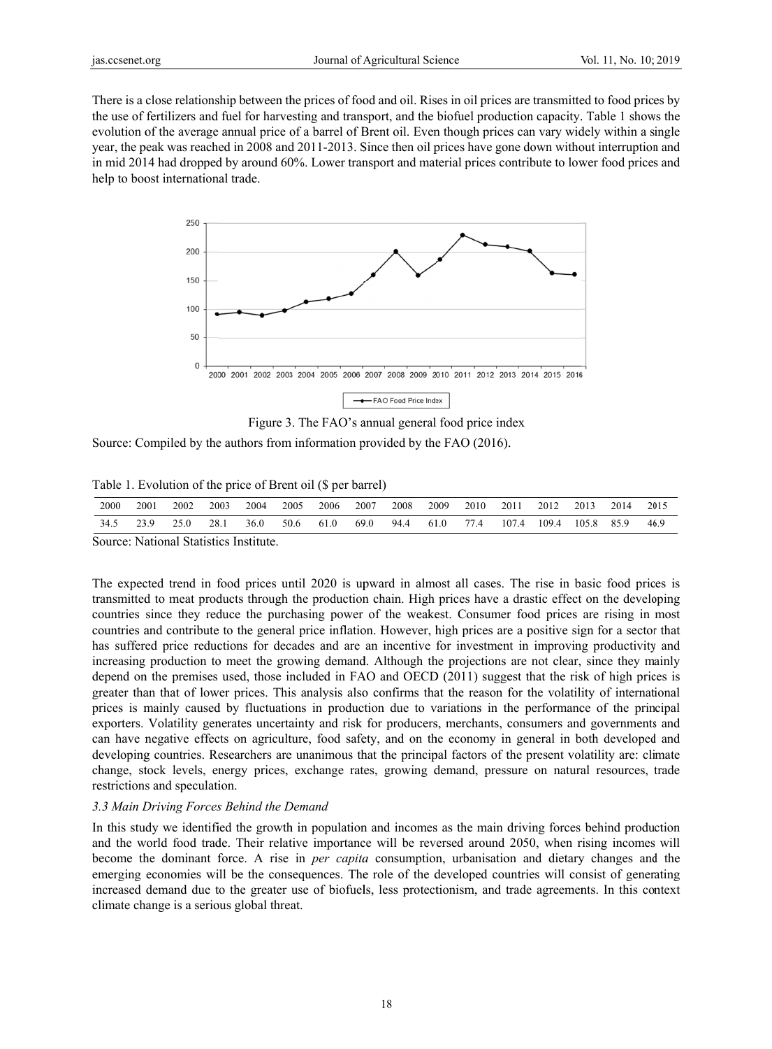There is a close relationship between the prices of food and oil. Rises in oil prices are transmitted to food prices by the use of fertilizers and fuel for harvesting and transport, and the biofuel production capacity. Table 1 shows the evolution of the average annual price of a barrel of Brent oil. Even though prices can vary widely within a single year, the peak was reached in 2008 and 2011-2013. Since then oil prices have gone down without interruption and in mid 2014 had dropped by around 60%. Lower transport and material prices contribute to lower food prices and help to boost international trade.

Figure 3. The FAO's annual general food price index

Source: Compiled by the authors from information provided by the FAO (2016).

Table 1. Evolution of the price of Brent oil ($ per barrel)

| 2000 | 2001 | 2002 | 2003 | 2004 | 2005 | 2006 | 2007 | 2008 | 2009 | 2010 | 2011 | 2012 | 2013 | 2014 | 2015 |
|---|---|---|---|---|---|---|---|---|---|---|---|---|---|---|---|
| 34.5 | 23.9 | 25.0 | 28.1 | 36.0 | 50.6 | 61.0 | 69.0 | 94.4 | 61.0 | 77.4 | 107.4 | 109.4 | 105.8 | 85.9 | 46.9 |

Source: National Statistics Institute.

The expected trend in food prices until 2020 is upward in almost all cases. The rise in basic food prices is transmitted to meat products through the production chain. High prices have a drastic effect on the developing countries since they reduce the purchasing power of the weakest. Consumer food prices are rising in most countries and contribute to the general price inflation. However, high prices are a positive sign for a sector that has suffered price reductions for decades and are an incentive for investment in improving productivity and increasing production to meet the growing demand. Although the projections are not clear, since they mainly depend on the premises used, those included in FAO and OECD (2011) suggest that the risk of high prices is greater than that of lower prices. This analysis also confirms that the reason for the volatility of international prices is mainly caused by fluctuations in production due to variations in the performance of the principal exporters. Volatility generates uncertainty and risk for producers, merchants, consumers and governments and can have negative effects on agriculture, food safety, and on the economy in general in both developed and developing countries. Researchers are unanimous that the principal factors of the present volatility are: climate change, stock levels, energy prices, exchange rates, growing demand, pressure on natural resources, trade restrictions and speculation.

### *3.3 Main Driving Forces Behind the Demand*

In this study we identified the growth in population and incomes as the main driving forces behind production and the world food trade. Their relative importance will be reversed around 2050, when rising incomes will become the dominant force. A rise in *per capita* consumption, urbanisation and dietary changes and the emerging economies will be the consequences. The role of the developed countries will consist of generating increased demand due to the greater use of biofuels, less protectionism, and trade agreements. In this context climate change is a serious global threat.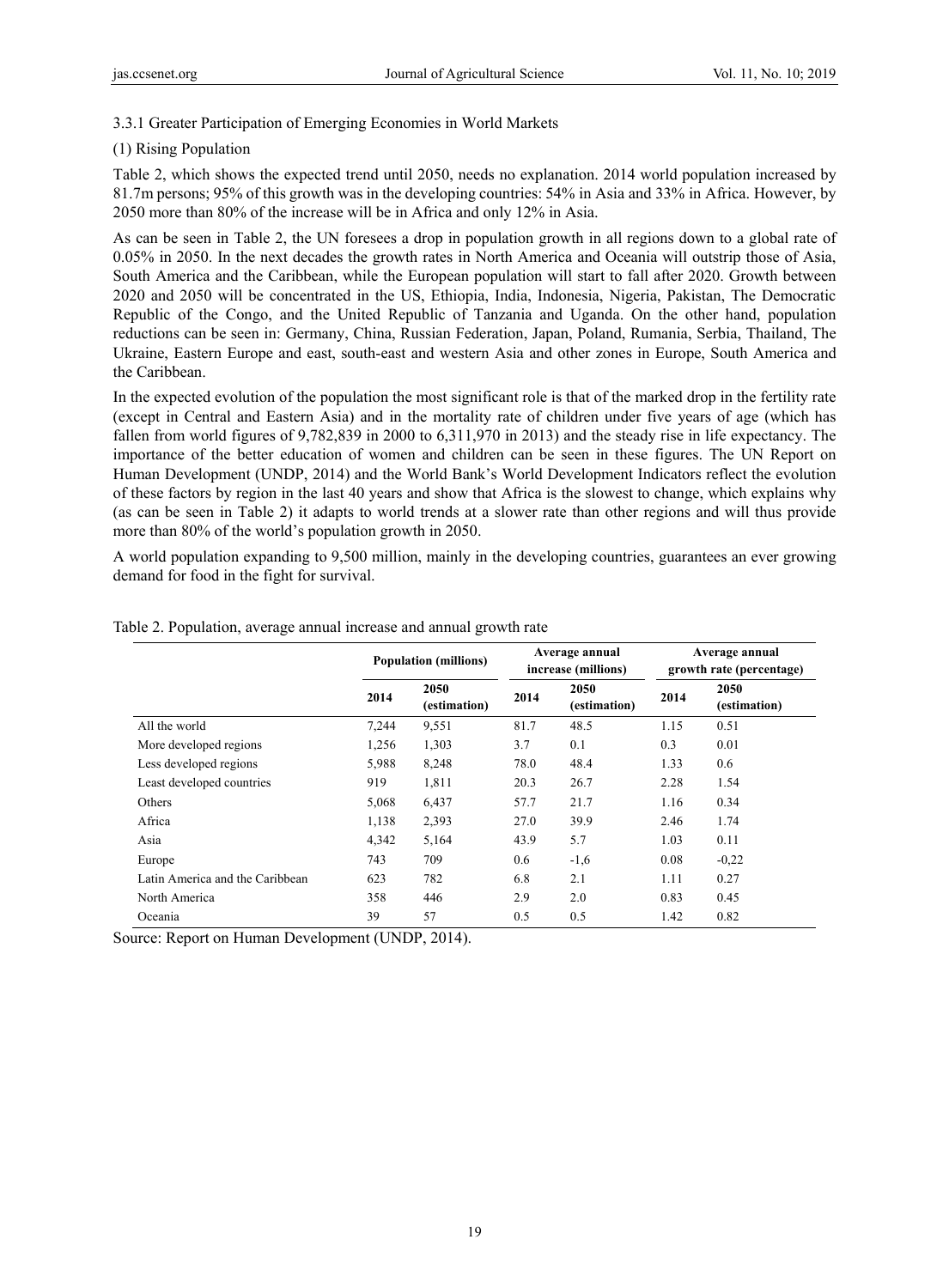### 3.3.1 Greater Participation of Emerging Economies in World Markets

(1) Rising Population

Table 2, which shows the expected trend until 2050, needs no explanation. 2014 world population increased by 81.7m persons; 95% of this growth was in the developing countries: 54% in Asia and 33% in Africa. However, by 2050 more than 80% of the increase will be in Africa and only 12% in Asia.

As can be seen in Table 2, the UN foresees a drop in population growth in all regions down to a global rate of 0.05% in 2050. In the next decades the growth rates in North America and Oceania will outstrip those of Asia, South America and the Caribbean, while the European population will start to fall after 2020. Growth between 2020 and 2050 will be concentrated in the US, Ethiopia, India, Indonesia, Nigeria, Pakistan, The Democratic Republic of the Congo, and the United Republic of Tanzania and Uganda. On the other hand, population reductions can be seen in: Germany, China, Russian Federation, Japan, Poland, Rumania, Serbia, Thailand, The Ukraine, Eastern Europe and east, south-east and western Asia and other zones in Europe, South America and the Caribbean.

In the expected evolution of the population the most significant role is that of the marked drop in the fertility rate (except in Central and Eastern Asia) and in the mortality rate of children under five years of age (which has fallen from world figures of 9,782,839 in 2000 to 6,311,970 in 2013) and the steady rise in life expectancy. The importance of the better education of women and children can be seen in these figures. The UN Report on Human Development (UNDP, 2014) and the World Bank's World Development Indicators reflect the evolution of these factors by region in the last 40 years and show that Africa is the slowest to change, which explains why (as can be seen in Table 2) it adapts to world trends at a slower rate than other regions and will thus provide more than 80% of the world's population growth in 2050.

A world population expanding to 9,500 million, mainly in the developing countries, guarantees an ever growing demand for food in the fight for survival.

Table 2. Population, average annual increase and annual growth rate

| | Population (millions) | | Average annual increase (millions) | | Average annual growth rate (percentage) | |
|---|---|---|---|---|---|---|
| | 2014 | 2050 (estimation) | 2014 | 2050 (estimation) | 2014 | 2050 (estimation) |
| All the world | 7,244 | 9,551 | 81.7 | 48.5 | 1.15 | 0.51 |
| More developed regions | 1,256 | 1,303 | 3.7 | 0.1 | 0.3 | 0.01 |
| Less developed regions | 5,988 | 8,248 | 78.0 | 48.4 | 1.33 | 0.6 |
| Least developed countries | 919 | 1,811 | 20.3 | 26.7 | 2.28 | 1.54 |
| Others | 5,068 | 6,437 | 57.7 | 21.7 | 1.16 | 0.34 |
| Africa | 1,138 | 2,393 | 27.0 | 39.9 | 2.46 | 1.74 |
| Asia | 4,342 | 5,164 | 43.9 | 5.7 | 1.03 | 0.11 |
| Europe | 743 | 709 | 0.6 | -1,6 | 0.08 | -0,22 |
| Latin America and the Caribbean | 623 | 782 | 6.8 | 2.1 | 1.11 | 0.27 |
| North America | 358 | 446 | 2.9 | 2.0 | 0.83 | 0.45 |
| Oceania | 39 | 57 | 0.5 | 0.5 | 1.42 | 0.82 |

Source: Report on Human Development (UNDP, 2014).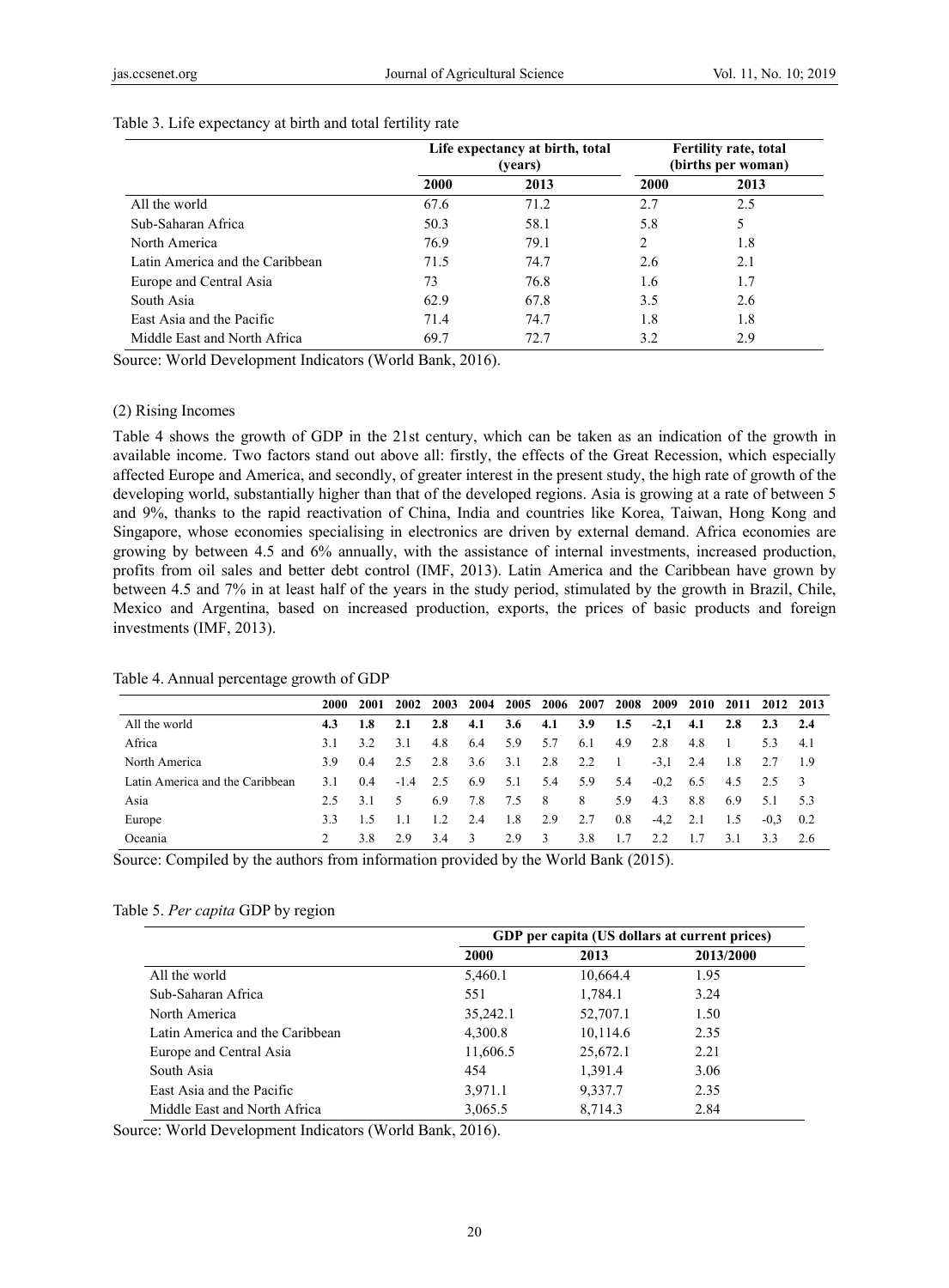Table 3. Life expectancy at birth and total fertility rate

| | Life expectancy at birth, total (years) | | Fertility rate, total (births per woman) | |
|---|---|---|---|---|
| | **2000** | **2013** | **2000** | **2013** |
| All the world | 67.6 | 71.2 | 2.7 | 2.5 |
| Sub-Saharan Africa | 50.3 | 58.1 | 5.8 | 5 |
| North America | 76.9 | 79.1 | 2 | 1.8 |
| Latin America and the Caribbean | 71.5 | 74.7 | 2.6 | 2.1 |
| Europe and Central Asia | 73 | 76.8 | 1.6 | 1.7 |
| South Asia | 62.9 | 67.8 | 3.5 | 2.6 |
| East Asia and the Pacific | 71.4 | 74.7 | 1.8 | 1.8 |
| Middle East and North Africa | 69.7 | 72.7 | 3.2 | 2.9 |

Source: World Development Indicators (World Bank, 2016).

(2) Rising Incomes

Table 4 shows the growth of GDP in the 21st century, which can be taken as an indication of the growth in available income. Two factors stand out above all: firstly, the effects of the Great Recession, which especially affected Europe and America, and secondly, of greater interest in the present study, the high rate of growth of the developing world, substantially higher than that of the developed regions. Asia is growing at a rate of between 5 and 9%, thanks to the rapid reactivation of China, India and countries like Korea, Taiwan, Hong Kong and Singapore, whose economies specialising in electronics are driven by external demand. Africa economies are growing by between 4.5 and 6% annually, with the assistance of internal investments, increased production, profits from oil sales and better debt control (IMF, 2013). Latin America and the Caribbean have grown by between 4.5 and 7% in at least half of the years in the study period, stimulated by the growth in Brazil, Chile, Mexico and Argentina, based on increased production, exports, the prices of basic products and foreign investments (IMF, 2013).

Table 4. Annual percentage growth of GDP

| | **2000** | **2001** | **2002** | **2003** | **2004** | **2005** | **2006** | **2007** | **2008** | **2009** | **2010** | **2011** | **2012** | **2013** |
|---|---|---|---|---|---|---|---|---|---|---|---|---|---|---|
| All the world | **4.3** | **1.8** | **2.1** | **2.8** | **4.1** | **3.6** | **4.1** | **3.9** | **1.5** | **-2,1** | **4.1** | **2.8** | **2.3** | **2.4** |
| Africa | 3.1 | 3.2 | 3.1 | 4.8 | 6.4 | 5.9 | 5.7 | 6.1 | 4.9 | 2.8 | 4.8 | 1 | 5.3 | 4.1 |
| North America | 3.9 | 0.4 | 2.5 | 2.8 | 3.6 | 3.1 | 2.8 | 2.2 | 1 | -3,1 | 2.4 | 1.8 | 2.7 | 1.9 |
| Latin America and the Caribbean | 3.1 | 0.4 | -1.4 | 2.5 | 6.9 | 5.1 | 5.4 | 5.9 | 5.4 | -0,2 | 6.5 | 4.5 | 2.5 | 3 |
| Asia | 2.5 | 3.1 | 5 | 6.9 | 7.8 | 7.5 | 8 | 8 | 5.9 | 4.3 | 8.8 | 6.9 | 5.1 | 5.3 |
| Europe | 3.3 | 1.5 | 1.1 | 1.2 | 2.4 | 1.8 | 2.9 | 2.7 | 0.8 | -4,2 | 2.1 | 1.5 | -0,3 | 0.2 |
| Oceania | 2 | 3.8 | 2.9 | 3.4 | 3 | 2.9 | 3 | 3.8 | 1.7 | 2.2 | 1.7 | 3.1 | 3.3 | 2.6 |

Source: Compiled by the authors from information provided by the World Bank (2015).

Table 5. *Per capita* GDP by region

| | GDP per capita (US dollars at current prices) | | |
|---|---|---|---|
| | **2000** | **2013** | **2013/2000** |
| All the world | 5,460.1 | 10,664.4 | 1.95 |
| Sub-Saharan Africa | 551 | 1,784.1 | 3.24 |
| North America | 35,242.1 | 52,707.1 | 1.50 |
| Latin America and the Caribbean | 4,300.8 | 10,114.6 | 2.35 |
| Europe and Central Asia | 11,606.5 | 25,672.1 | 2.21 |
| South Asia | 454 | 1,391.4 | 3.06 |
| East Asia and the Pacific | 3,971.1 | 9,337.7 | 2.35 |
| Middle East and North Africa | 3,065.5 | 8,714.3 | 2.84 |

Source: World Development Indicators (World Bank, 2016).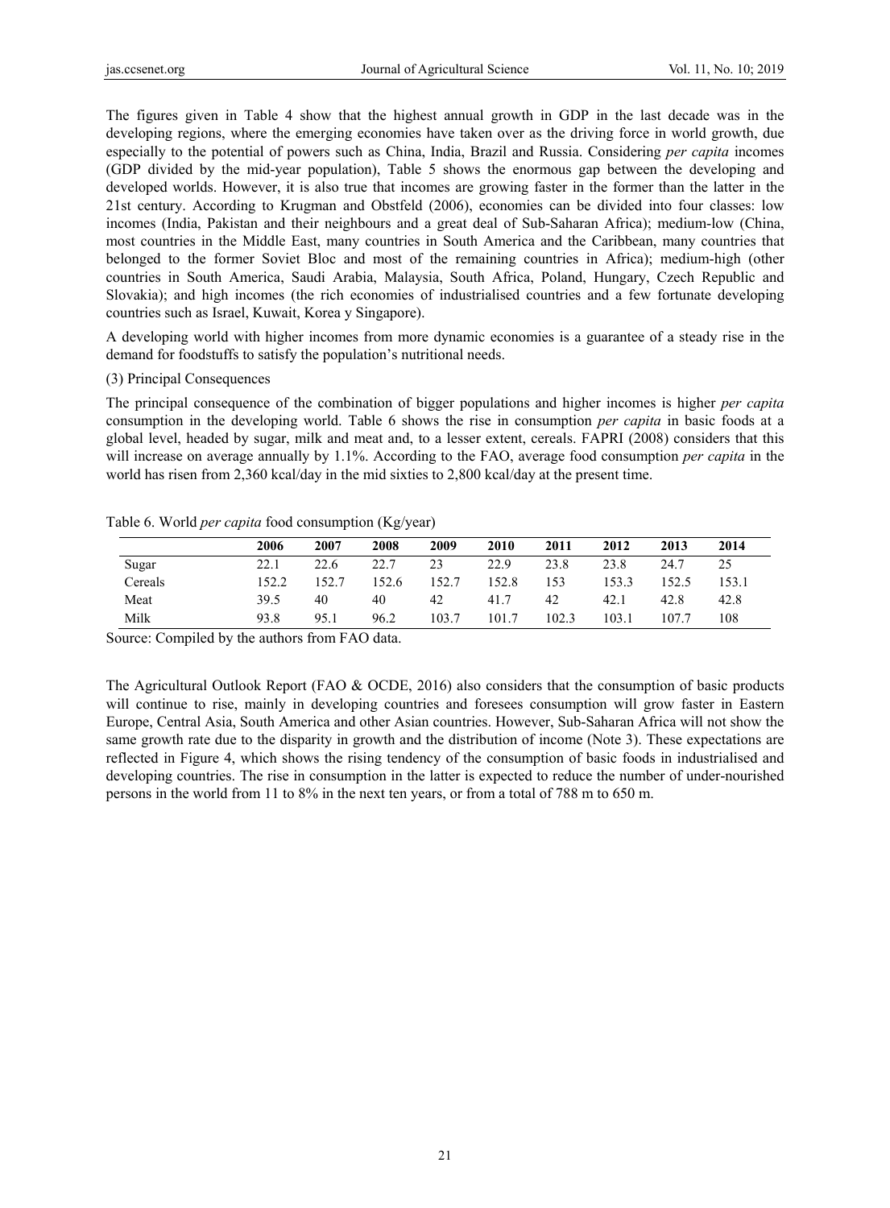The figures given in Table 4 show that the highest annual growth in GDP in the last decade was in the developing regions, where the emerging economies have taken over as the driving force in world growth, due especially to the potential of powers such as China, India, Brazil and Russia. Considering *per capita* incomes (GDP divided by the mid-year population), Table 5 shows the enormous gap between the developing and developed worlds. However, it is also true that incomes are growing faster in the former than the latter in the 21st century. According to Krugman and Obstfeld (2006), economies can be divided into four classes: low incomes (India, Pakistan and their neighbours and a great deal of Sub-Saharan Africa); medium-low (China, most countries in the Middle East, many countries in South America and the Caribbean, many countries that belonged to the former Soviet Bloc and most of the remaining countries in Africa); medium-high (other countries in South America, Saudi Arabia, Malaysia, South Africa, Poland, Hungary, Czech Republic and Slovakia); and high incomes (the rich economies of industrialised countries and a few fortunate developing countries such as Israel, Kuwait, Korea y Singapore).

A developing world with higher incomes from more dynamic economies is a guarantee of a steady rise in the demand for foodstuffs to satisfy the population's nutritional needs.

(3) Principal Consequences

The principal consequence of the combination of bigger populations and higher incomes is higher *per capita* consumption in the developing world. Table 6 shows the rise in consumption *per capita* in basic foods at a global level, headed by sugar, milk and meat and, to a lesser extent, cereals. FAPRI (2008) considers that this will increase on average annually by 1.1%. According to the FAO, average food consumption *per capita* in the world has risen from 2,360 kcal/day in the mid sixties to 2,800 kcal/day at the present time.

Table 6. World *per capita* food consumption (Kg/year)

| | 2006 | 2007 | 2008 | 2009 | 2010 | 2011 | 2012 | 2013 | 2014 |
|---|---|---|---|---|---|---|---|---|---|
| Sugar | 22.1 | 22.6 | 22.7 | 23 | 22.9 | 23.8 | 23.8 | 24.7 | 25 |
| Cereals | 152.2 | 152.7 | 152.6 | 152.7 | 152.8 | 153 | 153.3 | 152.5 | 153.1 |
| Meat | 39.5 | 40 | 40 | 42 | 41.7 | 42 | 42.1 | 42.8 | 42.8 |
| Milk | 93.8 | 95.1 | 96.2 | 103.7 | 101.7 | 102.3 | 103.1 | 107.7 | 108 |

Source: Compiled by the authors from FAO data.

The Agricultural Outlook Report (FAO & OCDE, 2016) also considers that the consumption of basic products will continue to rise, mainly in developing countries and foresees consumption will grow faster in Eastern Europe, Central Asia, South America and other Asian countries. However, Sub-Saharan Africa will not show the same growth rate due to the disparity in growth and the distribution of income (Note 3). These expectations are reflected in Figure 4, which shows the rising tendency of the consumption of basic foods in industrialised and developing countries. The rise in consumption in the latter is expected to reduce the number of under-nourished persons in the world from 11 to 8% in the next ten years, or from a total of 788 m to 650 m.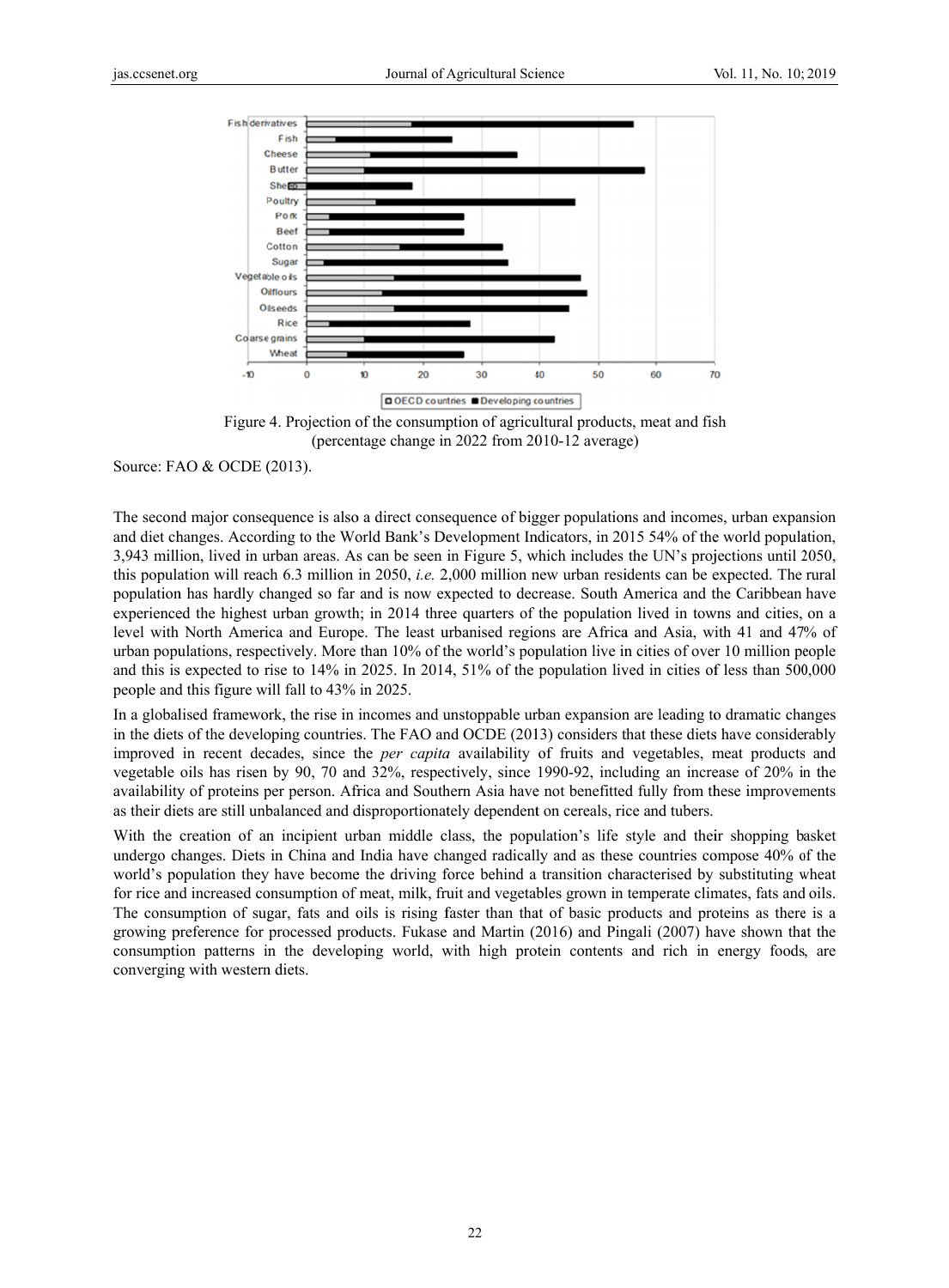Figure 4. Projection of the consumption of agricultural products, meat and fish (percentage change in 2022 from 2010-12 average)

Source: FAO & OCDE (2013).

The second major consequence is also a direct consequence of bigger populations and incomes, urban expansion and diet changes. According to the World Bank's Development Indicators, in 2015 54% of the world population, 3,943 million, lived in urban areas. As can be seen in Figure 5, which includes the UN's projections until 2050, this population will reach 6.3 million in 2050, *i.e.* 2,000 million new urban residents can be expected. The rural population has hardly changed so far and is now expected to decrease. South America and the Caribbean have experienced the highest urban growth; in 2014 three quarters of the population lived in towns and cities, on a level with North America and Europe. The least urbanised regions are Africa and Asia, with 41 and 47% of urban populations, respectively. More than 10% of the world's population live in cities of over 10 million people and this is expected to rise to 14% in 2025. In 2014, 51% of the population lived in cities of less than 500,000 people and this figure will fall to 43% in 2025.

In a globalised framework, the rise in incomes and unstoppable urban expansion are leading to dramatic changes in the diets of the developing countries. The FAO and OCDE (2013) considers that these diets have considerably improved in recent decades, since the *per capita* availability of fruits and vegetables, meat products and vegetable oils has risen by 90, 70 and 32%, respectively, since 1990-92, including an increase of 20% in the availability of proteins per person. Africa and Southern Asia have not benefitted fully from these improvements as their diets are still unbalanced and disproportionately dependent on cereals, rice and tubers.

With the creation of an incipient urban middle class, the population's life style and their shopping basket undergo changes. Diets in China and India have changed radically and as these countries compose 40% of the world's population they have become the driving force behind a transition characterised by substituting wheat for rice and increased consumption of meat, milk, fruit and vegetables grown in temperate climates, fats and oils. The consumption of sugar, fats and oils is rising faster than that of basic products and proteins as there is a growing preference for processed products. Fukase and Martin (2016) and Pingali (2007) have shown that the consumption patterns in the developing world, with high protein contents and rich in energy foods, are converging with western diets.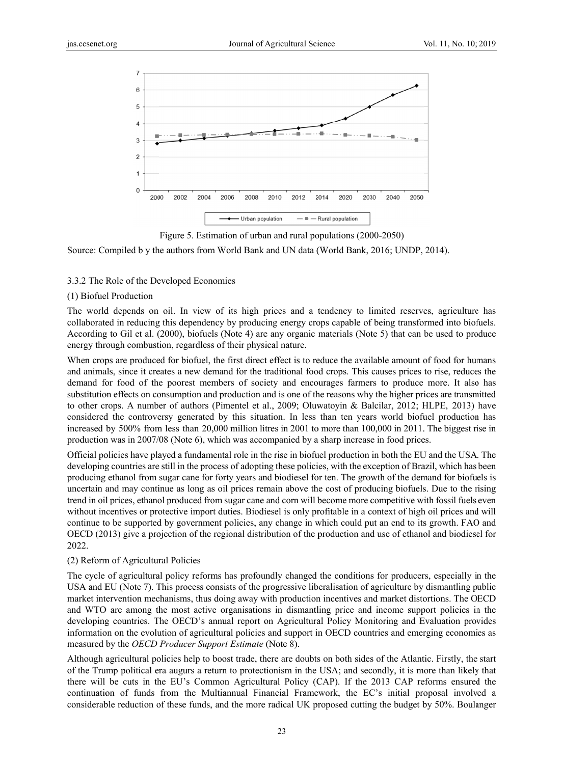Figure 5. Estimation of urban and rural populations (2000-2050)

Source: Compiled b y the authors from World Bank and UN data (World Bank, 2016; UNDP, 2014).

### 3.3.2 The Role of the Developed Economies

(1) Biofuel Production

The world depends on oil. In view of its high prices and a tendency to limited reserves, agriculture has collaborated in reducing this dependency by producing energy crops capable of being transformed into biofuels. According to Gil et al. (2000), biofuels (Note 4) are any organic materials (Note 5) that can be used to produce energy through combustion, regardless of their physical nature.

When crops are produced for biofuel, the first direct effect is to reduce the available amount of food for humans and animals, since it creates a new demand for the traditional food crops. This causes prices to rise, reduces the demand for food of the poorest members of society and encourages farmers to produce more. It also has substitution effects on consumption and production and is one of the reasons why the higher prices are transmitted to other crops. A number of authors (Pimentel et al., 2009; Oluwatoyin & Balcilar, 2012; HLPE, 2013) have considered the controversy generated by this situation. In less than ten years world biofuel production has increased by 500% from less than 20,000 million litres in 2001 to more than 100,000 in 2011. The biggest rise in production was in 2007/08 (Note 6), which was accompanied by a sharp increase in food prices.

Official policies have played a fundamental role in the rise in biofuel production in both the EU and the USA. The developing countries are still in the process of adopting these policies, with the exception of Brazil, which has been producing ethanol from sugar cane for forty years and biodiesel for ten. The growth of the demand for biofuels is uncertain and may continue as long as oil prices remain above the cost of producing biofuels. Due to the rising trend in oil prices, ethanol produced from sugar cane and corn will become more competitive with fossil fuels even without incentives or protective import duties. Biodiesel is only profitable in a context of high oil prices and will continue to be supported by government policies, any change in which could put an end to its growth. FAO and OECD (2013) give a projection of the regional distribution of the production and use of ethanol and biodiesel for 2022.

(2) Reform of Agricultural Policies

The cycle of agricultural policy reforms has profoundly changed the conditions for producers, especially in the USA and EU (Note 7). This process consists of the progressive liberalisation of agriculture by dismantling public market intervention mechanisms, thus doing away with production incentives and market distortions. The OECD and WTO are among the most active organisations in dismantling price and income support policies in the developing countries. The OECD's annual report on Agricultural Policy Monitoring and Evaluation provides information on the evolution of agricultural policies and support in OECD countries and emerging economies as measured by the *OECD Producer Support Estimate* (Note 8).

Although agricultural policies help to boost trade, there are doubts on both sides of the Atlantic. Firstly, the start of the Trump political era augurs a return to protectionism in the USA; and secondly, it is more than likely that there will be cuts in the EU's Common Agricultural Policy (CAP). If the 2013 CAP reforms ensured the continuation of funds from the Multiannual Financial Framework, the EC's initial proposal involved a considerable reduction of these funds, and the more radical UK proposed cutting the budget by 50%. Boulanger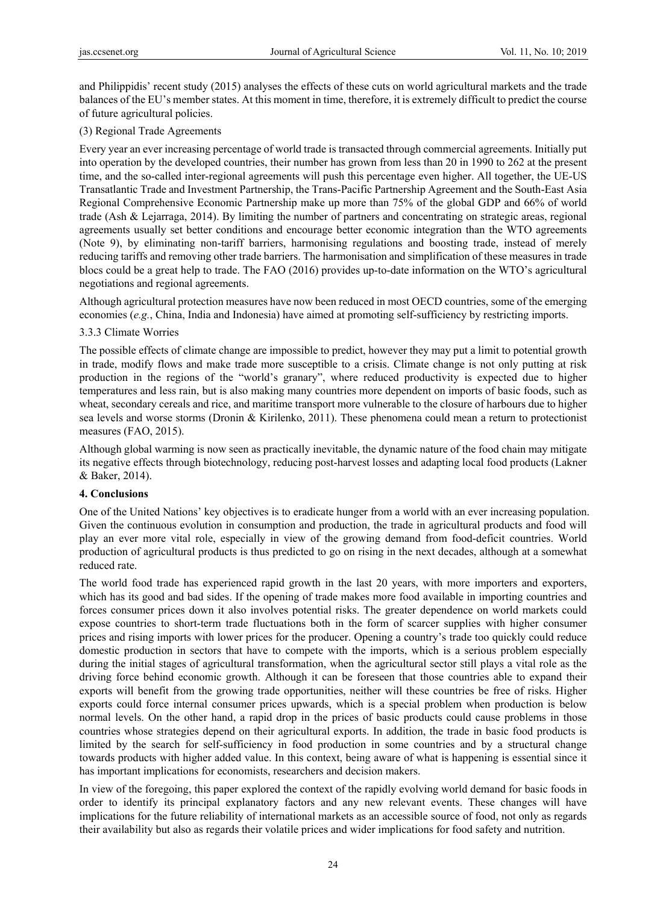and Philippidis' recent study (2015) analyses the effects of these cuts on world agricultural markets and the trade balances of the EU's member states. At this moment in time, therefore, it is extremely difficult to predict the course of future agricultural policies.

(3) Regional Trade Agreements

Every year an ever increasing percentage of world trade is transacted through commercial agreements. Initially put into operation by the developed countries, their number has grown from less than 20 in 1990 to 262 at the present time, and the so-called inter-regional agreements will push this percentage even higher. All together, the UE-US Transatlantic Trade and Investment Partnership, the Trans-Pacific Partnership Agreement and the South-East Asia Regional Comprehensive Economic Partnership make up more than 75% of the global GDP and 66% of world trade (Ash & Lejarraga, 2014). By limiting the number of partners and concentrating on strategic areas, regional agreements usually set better conditions and encourage better economic integration than the WTO agreements (Note 9), by eliminating non-tariff barriers, harmonising regulations and boosting trade, instead of merely reducing tariffs and removing other trade barriers. The harmonisation and simplification of these measures in trade blocs could be a great help to trade. The FAO (2016) provides up-to-date information on the WTO's agricultural negotiations and regional agreements.

Although agricultural protection measures have now been reduced in most OECD countries, some of the emerging economies (*e.g.*, China, India and Indonesia) have aimed at promoting self-sufficiency by restricting imports.

### 3.3.3 Climate Worries

The possible effects of climate change are impossible to predict, however they may put a limit to potential growth in trade, modify flows and make trade more susceptible to a crisis. Climate change is not only putting at risk production in the regions of the "world's granary", where reduced productivity is expected due to higher temperatures and less rain, but is also making many countries more dependent on imports of basic foods, such as wheat, secondary cereals and rice, and maritime transport more vulnerable to the closure of harbours due to higher sea levels and worse storms (Dronin & Kirilenko, 2011). These phenomena could mean a return to protectionist measures (FAO, 2015).

Although global warming is now seen as practically inevitable, the dynamic nature of the food chain may mitigate its negative effects through biotechnology, reducing post-harvest losses and adapting local food products (Lakner & Baker, 2014).

## 4. Conclusions

One of the United Nations' key objectives is to eradicate hunger from a world with an ever increasing population. Given the continuous evolution in consumption and production, the trade in agricultural products and food will play an ever more vital role, especially in view of the growing demand from food-deficit countries. World production of agricultural products is thus predicted to go on rising in the next decades, although at a somewhat reduced rate.

The world food trade has experienced rapid growth in the last 20 years, with more importers and exporters, which has its good and bad sides. If the opening of trade makes more food available in importing countries and forces consumer prices down it also involves potential risks. The greater dependence on world markets could expose countries to short-term trade fluctuations both in the form of scarcer supplies with higher consumer prices and rising imports with lower prices for the producer. Opening a country's trade too quickly could reduce domestic production in sectors that have to compete with the imports, which is a serious problem especially during the initial stages of agricultural transformation, when the agricultural sector still plays a vital role as the driving force behind economic growth. Although it can be foreseen that those countries able to expand their exports will benefit from the growing trade opportunities, neither will these countries be free of risks. Higher exports could force internal consumer prices upwards, which is a special problem when production is below normal levels. On the other hand, a rapid drop in the prices of basic products could cause problems in those countries whose strategies depend on their agricultural exports. In addition, the trade in basic food products is limited by the search for self-sufficiency in food production in some countries and by a structural change towards products with higher added value. In this context, being aware of what is happening is essential since it has important implications for economists, researchers and decision makers.

In view of the foregoing, this paper explored the context of the rapidly evolving world demand for basic foods in order to identify its principal explanatory factors and any new relevant events. These changes will have implications for the future reliability of international markets as an accessible source of food, not only as regards their availability but also as regards their volatile prices and wider implications for food safety and nutrition.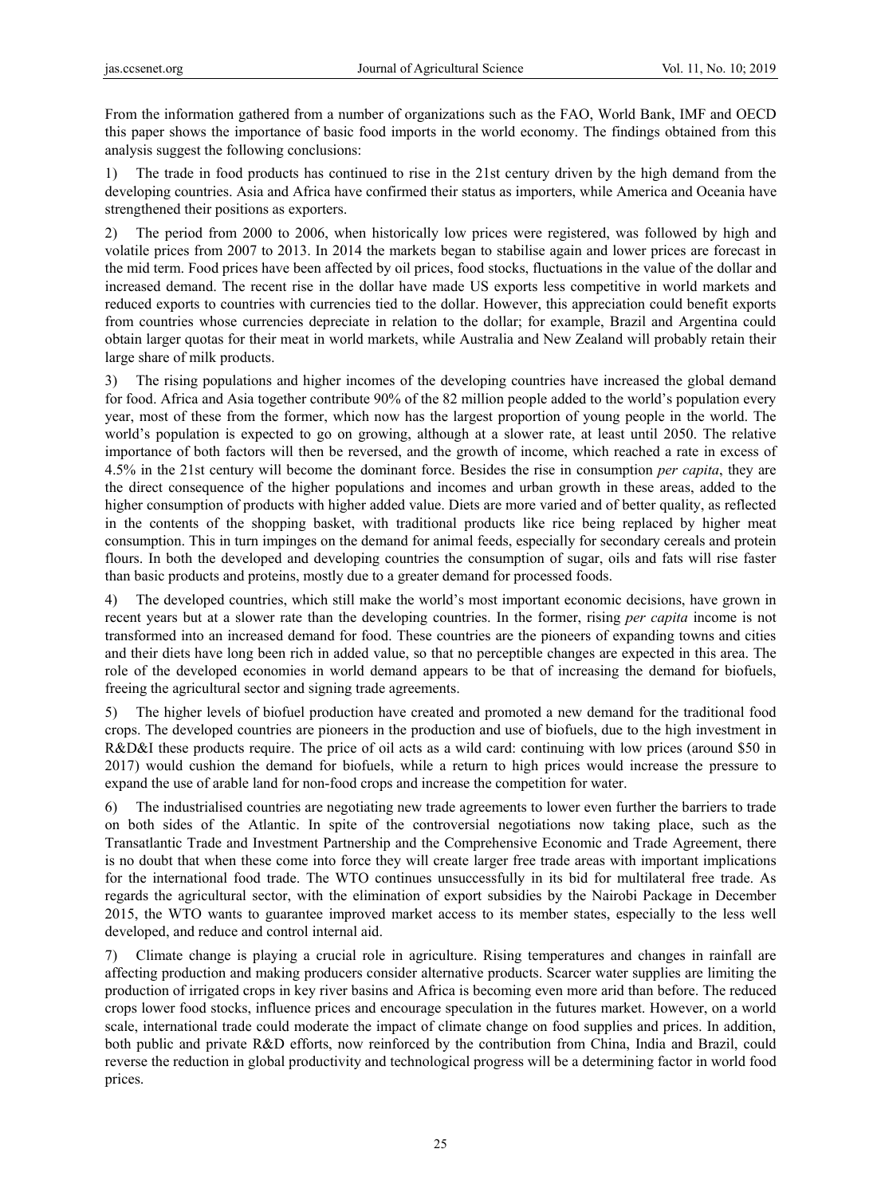From the information gathered from a number of organizations such as the FAO, World Bank, IMF and OECD this paper shows the importance of basic food imports in the world economy. The findings obtained from this analysis suggest the following conclusions:

1) The trade in food products has continued to rise in the 21st century driven by the high demand from the developing countries. Asia and Africa have confirmed their status as importers, while America and Oceania have strengthened their positions as exporters.

2) The period from 2000 to 2006, when historically low prices were registered, was followed by high and volatile prices from 2007 to 2013. In 2014 the markets began to stabilise again and lower prices are forecast in the mid term. Food prices have been affected by oil prices, food stocks, fluctuations in the value of the dollar and increased demand. The recent rise in the dollar have made US exports less competitive in world markets and reduced exports to countries with currencies tied to the dollar. However, this appreciation could benefit exports from countries whose currencies depreciate in relation to the dollar; for example, Brazil and Argentina could obtain larger quotas for their meat in world markets, while Australia and New Zealand will probably retain their large share of milk products.

3) The rising populations and higher incomes of the developing countries have increased the global demand for food. Africa and Asia together contribute 90% of the 82 million people added to the world's population every year, most of these from the former, which now has the largest proportion of young people in the world. The world's population is expected to go on growing, although at a slower rate, at least until 2050. The relative importance of both factors will then be reversed, and the growth of income, which reached a rate in excess of 4.5% in the 21st century will become the dominant force. Besides the rise in consumption *per capita*, they are the direct consequence of the higher populations and incomes and urban growth in these areas, added to the higher consumption of products with higher added value. Diets are more varied and of better quality, as reflected in the contents of the shopping basket, with traditional products like rice being replaced by higher meat consumption. This in turn impinges on the demand for animal feeds, especially for secondary cereals and protein flours. In both the developed and developing countries the consumption of sugar, oils and fats will rise faster than basic products and proteins, mostly due to a greater demand for processed foods.

4) The developed countries, which still make the world's most important economic decisions, have grown in recent years but at a slower rate than the developing countries. In the former, rising *per capita* income is not transformed into an increased demand for food. These countries are the pioneers of expanding towns and cities and their diets have long been rich in added value, so that no perceptible changes are expected in this area. The role of the developed economies in world demand appears to be that of increasing the demand for biofuels, freeing the agricultural sector and signing trade agreements.

5) The higher levels of biofuel production have created and promoted a new demand for the traditional food crops. The developed countries are pioneers in the production and use of biofuels, due to the high investment in R&D&I these products require. The price of oil acts as a wild card: continuing with low prices (around $50 in 2017) would cushion the demand for biofuels, while a return to high prices would increase the pressure to expand the use of arable land for non-food crops and increase the competition for water.

6) The industrialised countries are negotiating new trade agreements to lower even further the barriers to trade on both sides of the Atlantic. In spite of the controversial negotiations now taking place, such as the Transatlantic Trade and Investment Partnership and the Comprehensive Economic and Trade Agreement, there is no doubt that when these come into force they will create larger free trade areas with important implications for the international food trade. The WTO continues unsuccessfully in its bid for multilateral free trade. As regards the agricultural sector, with the elimination of export subsidies by the Nairobi Package in December 2015, the WTO wants to guarantee improved market access to its member states, especially to the less well developed, and reduce and control internal aid.

7) Climate change is playing a crucial role in agriculture. Rising temperatures and changes in rainfall are affecting production and making producers consider alternative products. Scarcer water supplies are limiting the production of irrigated crops in key river basins and Africa is becoming even more arid than before. The reduced crops lower food stocks, influence prices and encourage speculation in the futures market. However, on a world scale, international trade could moderate the impact of climate change on food supplies and prices. In addition, both public and private R&D efforts, now reinforced by the contribution from China, India and Brazil, could reverse the reduction in global productivity and technological progress will be a determining factor in world food prices.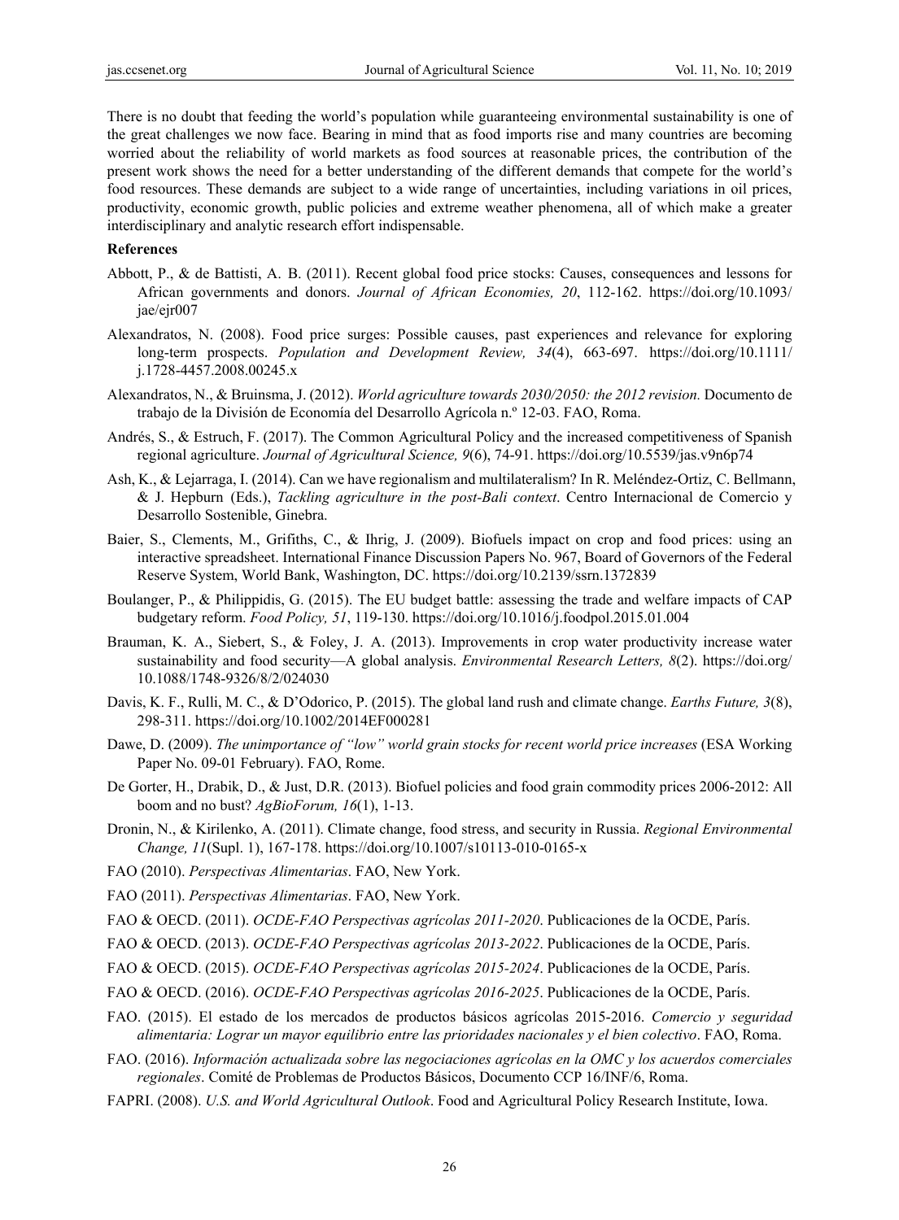There is no doubt that feeding the world's population while guaranteeing environmental sustainability is one of the great challenges we now face. Bearing in mind that as food imports rise and many countries are becoming worried about the reliability of world markets as food sources at reasonable prices, the contribution of the present work shows the need for a better understanding of the different demands that compete for the world's food resources. These demands are subject to a wide range of uncertainties, including variations in oil prices, productivity, economic growth, public policies and extreme weather phenomena, all of which make a greater interdisciplinary and analytic research effort indispensable.

## References

Abbott, P., & de Battisti, A. B. (2011). Recent global food price stocks: Causes, consequences and lessons for African governments and donors. *Journal of African Economies, 20*, 112-162. https://doi.org/10.1093/jae/ejr007

Alexandratos, N. (2008). Food price surges: Possible causes, past experiences and relevance for exploring long-term prospects. *Population and Development Review, 34*(4), 663-697. https://doi.org/10.1111/j.1728-4457.2008.00245.x

Alexandratos, N., & Bruinsma, J. (2012). *World agriculture towards 2030/2050: the 2012 revision.* Documento de trabajo de la División de Economía del Desarrollo Agrícola n.º 12-03. FAO, Roma.

Andrés, S., & Estruch, F. (2017). The Common Agricultural Policy and the increased competitiveness of Spanish regional agriculture. *Journal of Agricultural Science, 9*(6), 74-91. https://doi.org/10.5539/jas.v9n6p74

Ash, K., & Lejarraga, I. (2014). Can we have regionalism and multilateralism? In R. Meléndez-Ortiz, C. Bellmann, & J. Hepburn (Eds.), *Tackling agriculture in the post-Bali context*. Centro Internacional de Comercio y Desarrollo Sostenible, Ginebra.

Baier, S., Clements, M., Grifiths, C., & Ihrig, J. (2009). Biofuels impact on crop and food prices: using an interactive spreadsheet. International Finance Discussion Papers No. 967, Board of Governors of the Federal Reserve System, World Bank, Washington, DC. https://doi.org/10.2139/ssrn.1372839

Boulanger, P., & Philippidis, G. (2015). The EU budget battle: assessing the trade and welfare impacts of CAP budgetary reform. *Food Policy, 51*, 119-130. https://doi.org/10.1016/j.foodpol.2015.01.004

Brauman, K. A., Siebert, S., & Foley, J. A. (2013). Improvements in crop water productivity increase water sustainability and food security—A global analysis. *Environmental Research Letters, 8*(2). https://doi.org/10.1088/1748-9326/8/2/024030

Davis, K. F., Rulli, M. C., & D'Odorico, P. (2015). The global land rush and climate change. *Earths Future, 3*(8), 298-311. https://doi.org/10.1002/2014EF000281

Dawe, D. (2009). *The unimportance of "low" world grain stocks for recent world price increases* (ESA Working Paper No. 09-01 February). FAO, Rome.

De Gorter, H., Drabik, D., & Just, D.R. (2013). Biofuel policies and food grain commodity prices 2006-2012: All boom and no bust? *AgBioForum, 16*(1), 1-13.

Dronin, N., & Kirilenko, A. (2011). Climate change, food stress, and security in Russia. *Regional Environmental Change, 11*(Supl. 1), 167-178. https://doi.org/10.1007/s10113-010-0165-x

FAO (2010). *Perspectivas Alimentarias*. FAO, New York.

FAO (2011). *Perspectivas Alimentarias*. FAO, New York.

FAO & OECD. (2011). *OCDE-FAO Perspectivas agrícolas 2011-2020*. Publicaciones de la OCDE, París.

FAO & OECD. (2013). *OCDE-FAO Perspectivas agrícolas 2013-2022*. Publicaciones de la OCDE, París.

FAO & OECD. (2015). *OCDE-FAO Perspectivas agrícolas 2015-2024*. Publicaciones de la OCDE, París.

FAO & OECD. (2016). *OCDE-FAO Perspectivas agrícolas 2016-2025*. Publicaciones de la OCDE, París.

FAO. (2015). El estado de los mercados de productos básicos agrícolas 2015-2016. *Comercio y seguridad alimentaria: Lograr un mayor equilibrio entre las prioridades nacionales y el bien colectivo*. FAO, Roma.

FAO. (2016). *Información actualizada sobre las negociaciones agrícolas en la OMC y los acuerdos comerciales regionales*. Comité de Problemas de Productos Básicos, Documento CCP 16/INF/6, Roma.

FAPRI. (2008). *U.S. and World Agricultural Outlook*. Food and Agricultural Policy Research Institute, Iowa.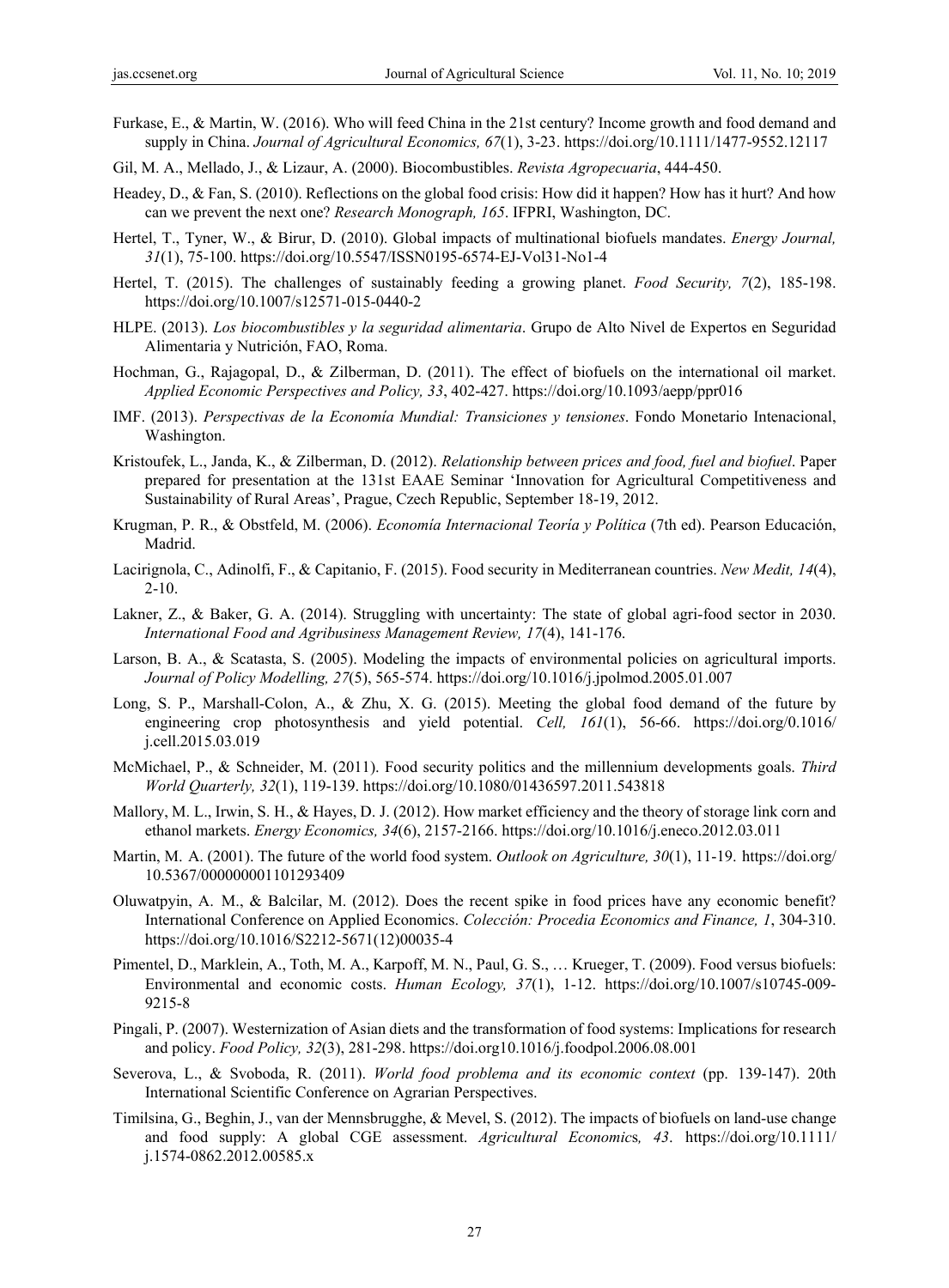Furkase, E., & Martin, W. (2016). Who will feed China in the 21st century? Income growth and food demand and supply in China. *Journal of Agricultural Economics, 67*(1), 3-23. https://doi.org/10.1111/1477-9552.12117

Gil, M. A., Mellado, J., & Lizaur, A. (2000). Biocombustibles. *Revista Agropecuaria*, 444-450.

Headey, D., & Fan, S. (2010). Reflections on the global food crisis: How did it happen? How has it hurt? And how can we prevent the next one? *Research Monograph, 165*. IFPRI, Washington, DC.

Hertel, T., Tyner, W., & Birur, D. (2010). Global impacts of multinational biofuels mandates. *Energy Journal, 31*(1), 75-100. https://doi.org/10.5547/ISSN0195-6574-EJ-Vol31-No1-4

Hertel, T. (2015). The challenges of sustainably feeding a growing planet. *Food Security, 7*(2), 185-198. https://doi.org/10.1007/s12571-015-0440-2

HLPE. (2013). *Los biocombustibles y la seguridad alimentaria*. Grupo de Alto Nivel de Expertos en Seguridad Alimentaria y Nutrición, FAO, Roma.

Hochman, G., Rajagopal, D., & Zilberman, D. (2011). The effect of biofuels on the international oil market. *Applied Economic Perspectives and Policy, 33*, 402-427. https://doi.org/10.1093/aepp/ppr016

IMF. (2013). *Perspectivas de la Economía Mundial: Transiciones y tensiones*. Fondo Monetario Intenacional, Washington.

Kristoufek, L., Janda, K., & Zilberman, D. (2012). *Relationship between prices and food, fuel and biofuel*. Paper prepared for presentation at the 131st EAAE Seminar 'Innovation for Agricultural Competitiveness and Sustainability of Rural Areas', Prague, Czech Republic, September 18-19, 2012.

Krugman, P. R., & Obstfeld, M. (2006). *Economía Internacional Teoría y Política* (7th ed). Pearson Educación, Madrid.

Lacirignola, C., Adinolfi, F., & Capitanio, F. (2015). Food security in Mediterranean countries. *New Medit, 14*(4), 2-10.

Lakner, Z., & Baker, G. A. (2014). Struggling with uncertainty: The state of global agri-food sector in 2030. *International Food and Agribusiness Management Review, 17*(4), 141-176.

Larson, B. A., & Scatasta, S. (2005). Modeling the impacts of environmental policies on agricultural imports. *Journal of Policy Modelling, 27*(5), 565-574. https://doi.org/10.1016/j.jpolmod.2005.01.007

Long, S. P., Marshall-Colon, A., & Zhu, X. G. (2015). Meeting the global food demand of the future by engineering crop photosynthesis and yield potential. *Cell, 161*(1), 56-66. https://doi.org/0.1016/j.cell.2015.03.019

McMichael, P., & Schneider, M. (2011). Food security politics and the millennium developments goals. *Third World Quarterly, 32*(1), 119-139. https://doi.org/10.1080/01436597.2011.543818

Mallory, M. L., Irwin, S. H., & Hayes, D. J. (2012). How market efficiency and the theory of storage link corn and ethanol markets. *Energy Economics, 34*(6), 2157-2166. https://doi.org/10.1016/j.eneco.2012.03.011

Martin, M. A. (2001). The future of the world food system. *Outlook on Agriculture, 30*(1), 11-19. https://doi.org/10.5367/000000001101293409

Oluwatpyin, A. M., & Balcilar, M. (2012). Does the recent spike in food prices have any economic benefit? International Conference on Applied Economics. *Colección: Procedia Economics and Finance, 1*, 304-310. https://doi.org/10.1016/S2212-5671(12)00035-4

Pimentel, D., Marklein, A., Toth, M. A., Karpoff, M. N., Paul, G. S., … Krueger, T. (2009). Food versus biofuels: Environmental and economic costs. *Human Ecology, 37*(1), 1-12. https://doi.org/10.1007/s10745-009-9215-8

Pingali, P. (2007). Westernization of Asian diets and the transformation of food systems: Implications for research and policy. *Food Policy, 32*(3), 281-298. https://doi.org10.1016/j.foodpol.2006.08.001

Severova, L., & Svoboda, R. (2011). *World food problema and its economic context* (pp. 139-147). 20th International Scientific Conference on Agrarian Perspectives.

Timilsina, G., Beghin, J., van der Mennsbrugghe, & Mevel, S. (2012). The impacts of biofuels on land-use change and food supply: A global CGE assessment. *Agricultural Economics, 43*. https://doi.org/10.1111/j.1574-0862.2012.00585.x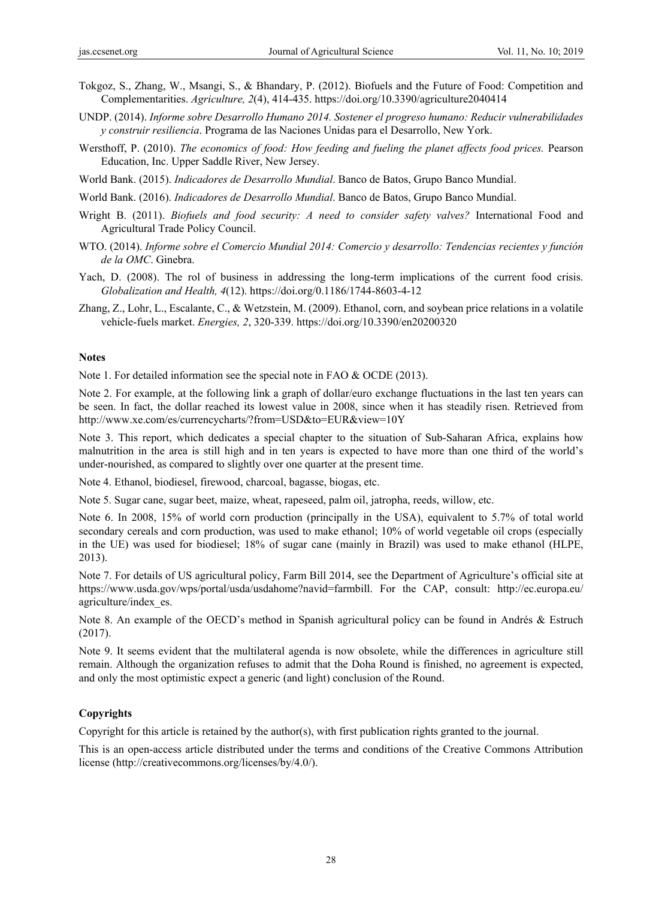Tokgoz, S., Zhang, W., Msangi, S., & Bhandary, P. (2012). Biofuels and the Future of Food: Competition and Complementarities. *Agriculture, 2*(4), 414-435. https://doi.org/10.3390/agriculture2040414

UNDP. (2014). *Informe sobre Desarrollo Humano 2014. Sostener el progreso humano: Reducir vulnerabilidades y construir resiliencia*. Programa de las Naciones Unidas para el Desarrollo, New York.

Wersthoff, P. (2010). *The economics of food: How feeding and fueling the planet affects food prices.* Pearson Education, Inc. Upper Saddle River, New Jersey.

World Bank. (2015). *Indicadores de Desarrollo Mundial*. Banco de Batos, Grupo Banco Mundial.

World Bank. (2016). *Indicadores de Desarrollo Mundial*. Banco de Batos, Grupo Banco Mundial.

Wright B. (2011). *Biofuels and food security: A need to consider safety valves?* International Food and Agricultural Trade Policy Council.

WTO. (2014). *Informe sobre el Comercio Mundial 2014: Comercio y desarrollo: Tendencias recientes y función de la OMC*. Ginebra.

Yach, D. (2008). The rol of business in addressing the long-term implications of the current food crisis. *Globalization and Health, 4*(12). https://doi.org/0.1186/1744-8603-4-12

Zhang, Z., Lohr, L., Escalante, C., & Wetzstein, M. (2009). Ethanol, corn, and soybean price relations in a volatile vehicle-fuels market. *Energies, 2*, 320-339. https://doi.org/10.3390/en20200320

## Notes

Note 1. For detailed information see the special note in FAO & OCDE (2013).

Note 2. For example, at the following link a graph of dollar/euro exchange fluctuations in the last ten years can be seen. In fact, the dollar reached its lowest value in 2008, since when it has steadily risen. Retrieved from http://www.xe.com/es/currencycharts/?from=USD&to=EUR&view=10Y

Note 3. This report, which dedicates a special chapter to the situation of Sub-Saharan Africa, explains how malnutrition in the area is still high and in ten years is expected to have more than one third of the world's under-nourished, as compared to slightly over one quarter at the present time.

Note 4. Ethanol, biodiesel, firewood, charcoal, bagasse, biogas, etc.

Note 5. Sugar cane, sugar beet, maize, wheat, rapeseed, palm oil, jatropha, reeds, willow, etc.

Note 6. In 2008, 15% of world corn production (principally in the USA), equivalent to 5.7% of total world secondary cereals and corn production, was used to make ethanol; 10% of world vegetable oil crops (especially in the UE) was used for biodiesel; 18% of sugar cane (mainly in Brazil) was used to make ethanol (HLPE, 2013).

Note 7. For details of US agricultural policy, Farm Bill 2014, see the Department of Agriculture's official site at https://www.usda.gov/wps/portal/usda/usdahome?navid=farmbill. For the CAP, consult: http://ec.europa.eu/agriculture/index_es.

Note 8. An example of the OECD's method in Spanish agricultural policy can be found in Andrés & Estruch (2017).

Note 9. It seems evident that the multilateral agenda is now obsolete, while the differences in agriculture still remain. Although the organization refuses to admit that the Doha Round is finished, no agreement is expected, and only the most optimistic expect a generic (and light) conclusion of the Round.

## Copyrights

Copyright for this article is retained by the author(s), with first publication rights granted to the journal.

This is an open-access article distributed under the terms and conditions of the Creative Commons Attribution license (http://creativecommons.org/licenses/by/4.0/).